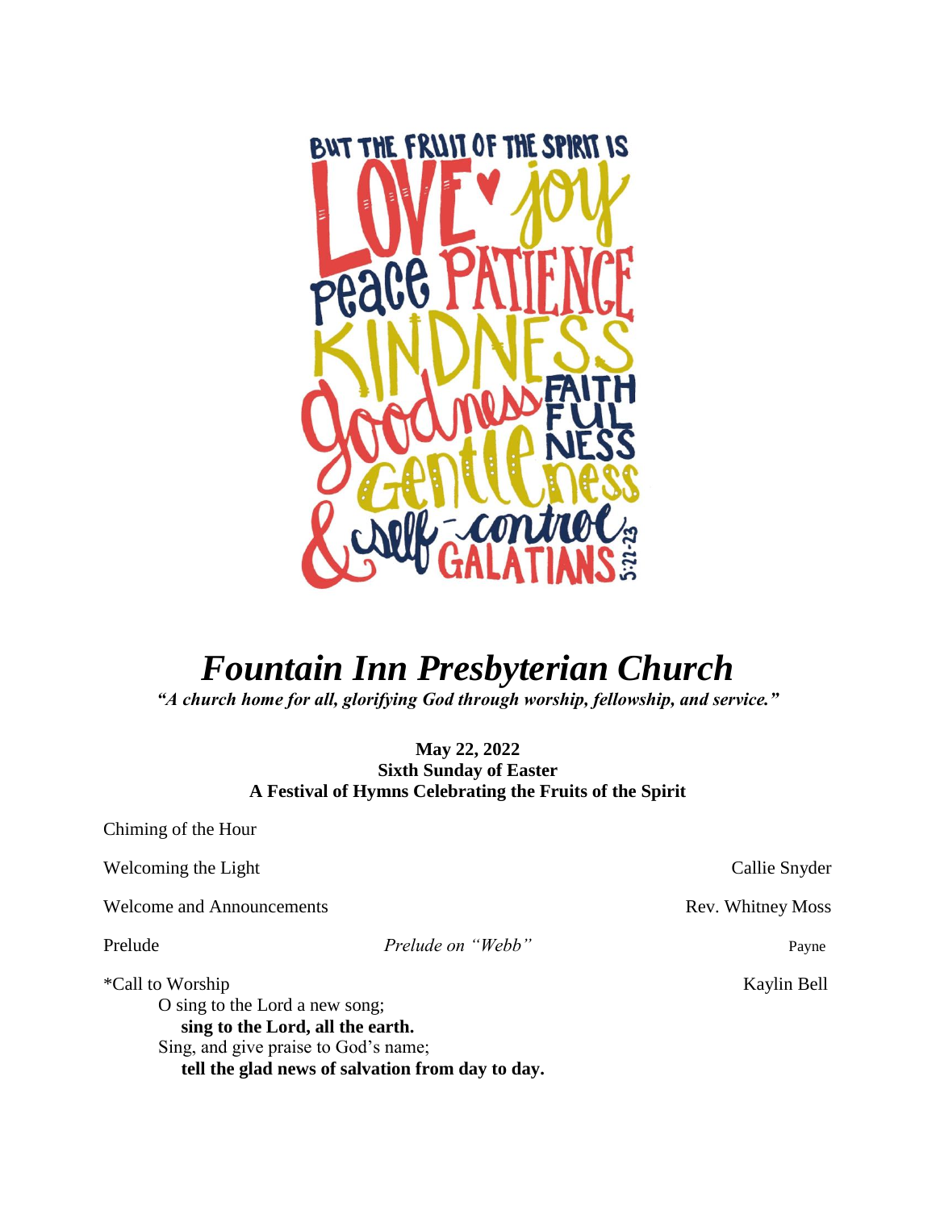BUT THE FRUIT OF THE SPIRIT IS LOVE joy peace PATIENCE KINDNESS goodness FAITHFULNESS gentleness & self-control GALATIANS 5:22-23

# *Fountain Inn Presbyterian Church*

***"A church home for all, glorifying God through worship, fellowship, and service."***

**May 22, 2022**
**Sixth Sunday of Easter**
**A Festival of Hymns Celebrating the Fruits of the Spirit**

Chiming of the Hour

Welcoming the Light — Callie Snyder

Welcome and Announcements — Rev. Whitney Moss

Prelude — *Prelude on "Webb"* — Payne

*Call to Worship — Kaylin Bell

O sing to the Lord a new song;
**sing to the Lord, all the earth.**
Sing, and give praise to God's name;
**tell the glad news of salvation from day to day.**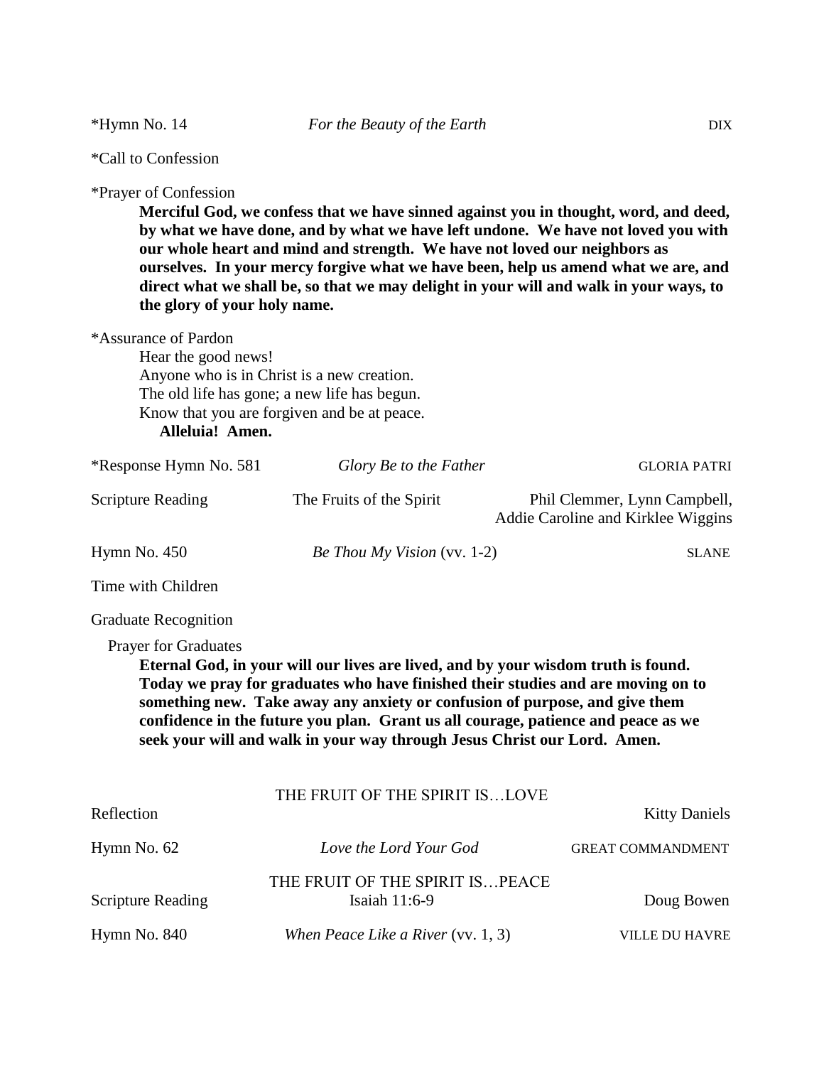*Hymn No. 14 *For the Beauty of the Earth* DIX

*Call to Confession

*Prayer of Confession

**Merciful God, we confess that we have sinned against you in thought, word, and deed, by what we have done, and by what we have left undone. We have not loved you with our whole heart and mind and strength. We have not loved our neighbors as ourselves. In your mercy forgive what we have been, help us amend what we are, and direct what we shall be, so that we may delight in your will and walk in your ways, to the glory of your holy name.**

*Assurance of Pardon

Hear the good news!
Anyone who is in Christ is a new creation.
The old life has gone; a new life has begun.
Know that you are forgiven and be at peace.
**Alleluia! Amen.**

*Response Hymn No. 581 *Glory Be to the Father* GLORIA PATRI

Scripture Reading The Fruits of the Spirit Phil Clemmer, Lynn Campbell, Addie Caroline and Kirklee Wiggins

Hymn No. 450 *Be Thou My Vision* (vv. 1-2) SLANE

Time with Children

Graduate Recognition

Prayer for Graduates

**Eternal God, in your will our lives are lived, and by your wisdom truth is found. Today we pray for graduates who have finished their studies and are moving on to something new. Take away any anxiety or confusion of purpose, and give them confidence in the future you plan. Grant us all courage, patience and peace as we seek your will and walk in your way through Jesus Christ our Lord. Amen.**

THE FRUIT OF THE SPIRIT IS…LOVE

Reflection Kitty Daniels

Hymn No. 62 *Love the Lord Your God* GREAT COMMANDMENT

THE FRUIT OF THE SPIRIT IS…PEACE

Scripture Reading Isaiah 11:6-9 Doug Bowen

Hymn No. 840 *When Peace Like a River* (vv. 1, 3) VILLE DU HAVRE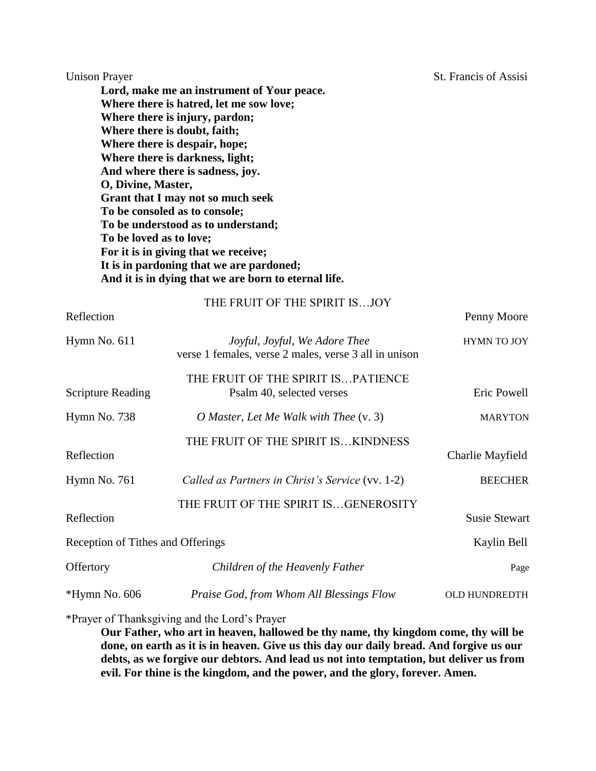Unison Prayer St. Francis of Assisi

**Lord, make me an instrument of Your peace.**
**Where there is hatred, let me sow love;**
**Where there is injury, pardon;**
**Where there is doubt, faith;**
**Where there is despair, hope;**
**Where there is darkness, light;**
**And where there is sadness, joy.**
**O, Divine, Master,**
**Grant that I may not so much seek**
**To be consoled as to console;**
**To be understood as to understand;**
**To be loved as to love;**
**For it is in giving that we receive;**
**It is in pardoning that we are pardoned;**
**And it is in dying that we are born to eternal life.**

THE FRUIT OF THE SPIRIT IS…JOY

Reflection Penny Moore

Hymn No. 611 *Joyful, Joyful, We Adore Thee* HYMN TO JOY
verse 1 females, verse 2 males, verse 3 all in unison

THE FRUIT OF THE SPIRIT IS…PATIENCE

Scripture Reading Psalm 40, selected verses Eric Powell

Hymn No. 738 *O Master, Let Me Walk with Thee* (v. 3) MARYTON

THE FRUIT OF THE SPIRIT IS…KINDNESS

Reflection Charlie Mayfield

Hymn No. 761 *Called as Partners in Christ's Service* (vv. 1-2) BEECHER

THE FRUIT OF THE SPIRIT IS…GENEROSITY

Reflection Susie Stewart

Reception of Tithes and Offerings Kaylin Bell

Offertory *Children of the Heavenly Father* Page

*Hymn No. 606 *Praise God, from Whom All Blessings Flow* OLD HUNDREDTH

*Prayer of Thanksgiving and the Lord's Prayer

**Our Father, who art in heaven, hallowed be thy name, thy kingdom come, thy will be done, on earth as it is in heaven. Give us this day our daily bread. And forgive us our debts, as we forgive our debtors. And lead us not into temptation, but deliver us from evil. For thine is the kingdom, and the power, and the glory, forever. Amen.**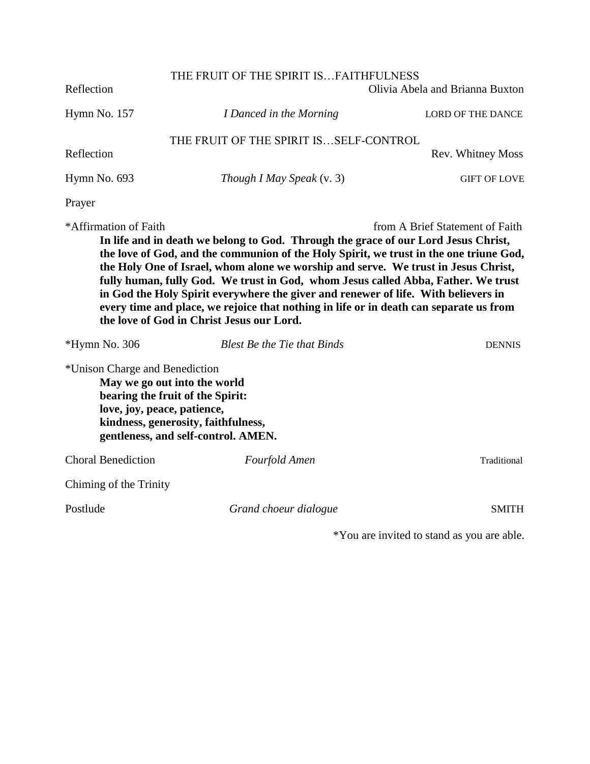## THE FRUIT OF THE SPIRIT IS…FAITHFULNESS

Reflection — Olivia Abela and Brianna Buxton

Hymn No. 157 — *I Danced in the Morning* — LORD OF THE DANCE

## THE FRUIT OF THE SPIRIT IS…SELF-CONTROL

Reflection — Rev. Whitney Moss

Hymn No. 693 — *Though I May Speak* (v. 3) — GIFT OF LOVE

Prayer

*Affirmation of Faith — from A Brief Statement of Faith

**In life and in death we belong to God. Through the grace of our Lord Jesus Christ, the love of God, and the communion of the Holy Spirit, we trust in the one triune God, the Holy One of Israel, whom alone we worship and serve. We trust in Jesus Christ, fully human, fully God. We trust in God, whom Jesus called Abba, Father. We trust in God the Holy Spirit everywhere the giver and renewer of life. With believers in every time and place, we rejoice that nothing in life or in death can separate us from the love of God in Christ Jesus our Lord.**

*Hymn No. 306 — *Blest Be the Tie that Binds* — DENNIS

*Unison Charge and Benediction

**May we go out into the world**  
**bearing the fruit of the Spirit:**  
**love, joy, peace, patience,**  
**kindness, generosity, faithfulness,**  
**gentleness, and self-control. AMEN.**

Choral Benediction — *Fourfold Amen* — Traditional

Chiming of the Trinity

Postlude — *Grand choeur dialogue* — SMITH

*You are invited to stand as you are able.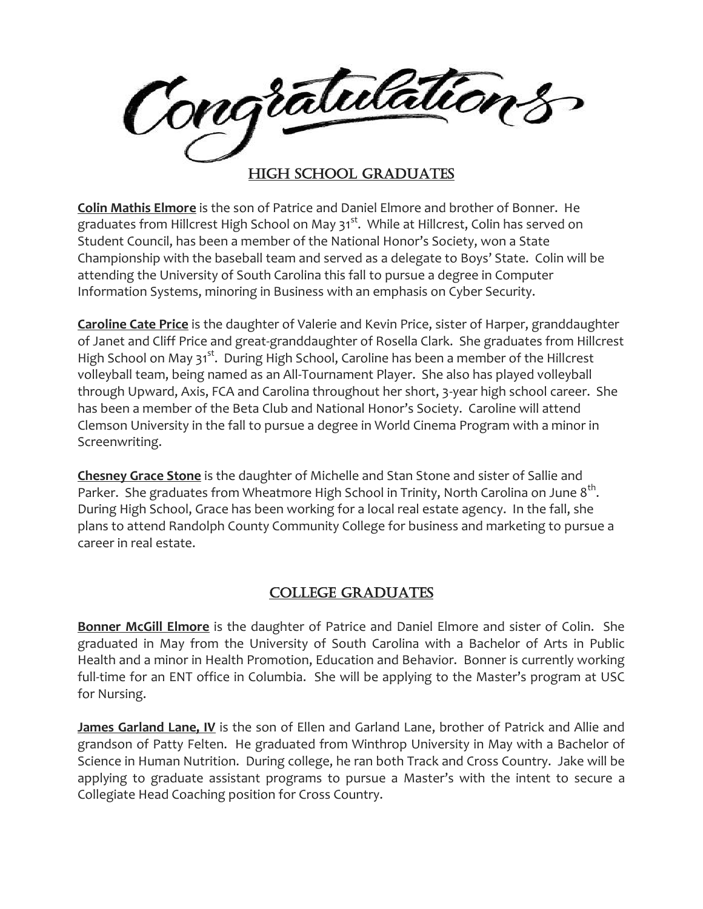# Congratulations

## HIGH SCHOOL GRADUATES

**<u>Colin Mathis Elmore</u>** is the son of Patrice and Daniel Elmore and brother of Bonner. He graduates from Hillcrest High School on May 31st. While at Hillcrest, Colin has served on Student Council, has been a member of the National Honor's Society, won a State Championship with the baseball team and served as a delegate to Boys' State. Colin will be attending the University of South Carolina this fall to pursue a degree in Computer Information Systems, minoring in Business with an emphasis on Cyber Security.

**<u>Caroline Cate Price</u>** is the daughter of Valerie and Kevin Price, sister of Harper, granddaughter of Janet and Cliff Price and great-granddaughter of Rosella Clark. She graduates from Hillcrest High School on May 31st. During High School, Caroline has been a member of the Hillcrest volleyball team, being named as an All-Tournament Player. She also has played volleyball through Upward, Axis, FCA and Carolina throughout her short, 3-year high school career. She has been a member of the Beta Club and National Honor's Society. Caroline will attend Clemson University in the fall to pursue a degree in World Cinema Program with a minor in Screenwriting.

**<u>Chesney Grace Stone</u>** is the daughter of Michelle and Stan Stone and sister of Sallie and Parker. She graduates from Wheatmore High School in Trinity, North Carolina on June 8th. During High School, Grace has been working for a local real estate agency. In the fall, she plans to attend Randolph County Community College for business and marketing to pursue a career in real estate.

## COLLEGE GRADUATES

**<u>Bonner McGill Elmore</u>** is the daughter of Patrice and Daniel Elmore and sister of Colin. She graduated in May from the University of South Carolina with a Bachelor of Arts in Public Health and a minor in Health Promotion, Education and Behavior. Bonner is currently working full-time for an ENT office in Columbia. She will be applying to the Master's program at USC for Nursing.

**<u>James Garland Lane, IV</u>** is the son of Ellen and Garland Lane, brother of Patrick and Allie and grandson of Patty Felten. He graduated from Winthrop University in May with a Bachelor of Science in Human Nutrition. During college, he ran both Track and Cross Country. Jake will be applying to graduate assistant programs to pursue a Master's with the intent to secure a Collegiate Head Coaching position for Cross Country.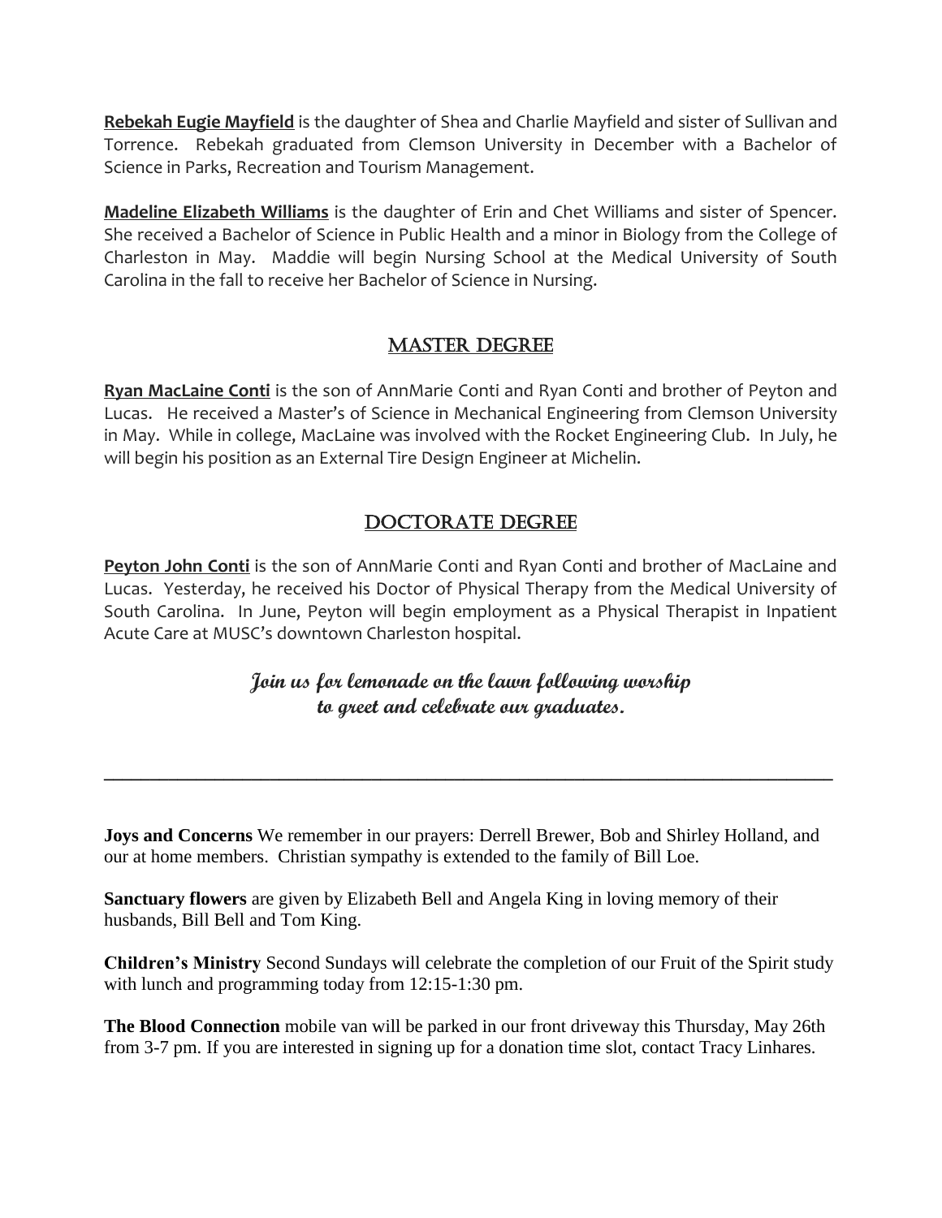**Rebekah Eugie Mayfield** is the daughter of Shea and Charlie Mayfield and sister of Sullivan and Torrence. Rebekah graduated from Clemson University in December with a Bachelor of Science in Parks, Recreation and Tourism Management.

**Madeline Elizabeth Williams** is the daughter of Erin and Chet Williams and sister of Spencer. She received a Bachelor of Science in Public Health and a minor in Biology from the College of Charleston in May. Maddie will begin Nursing School at the Medical University of South Carolina in the fall to receive her Bachelor of Science in Nursing.

## MASTER DEGREE

**Ryan MacLaine Conti** is the son of AnnMarie Conti and Ryan Conti and brother of Peyton and Lucas. He received a Master's of Science in Mechanical Engineering from Clemson University in May. While in college, MacLaine was involved with the Rocket Engineering Club. In July, he will begin his position as an External Tire Design Engineer at Michelin.

## DOCTORATE DEGREE

**Peyton John Conti** is the son of AnnMarie Conti and Ryan Conti and brother of MacLaine and Lucas. Yesterday, he received his Doctor of Physical Therapy from the Medical University of South Carolina. In June, Peyton will begin employment as a Physical Therapist in Inpatient Acute Care at MUSC's downtown Charleston hospital.

***Join us for lemonade on the lawn following worship to greet and celebrate our graduates.***

---

**Joys and Concerns** We remember in our prayers: Derrell Brewer, Bob and Shirley Holland, and our at home members. Christian sympathy is extended to the family of Bill Loe.

**Sanctuary flowers** are given by Elizabeth Bell and Angela King in loving memory of their husbands, Bill Bell and Tom King.

**Children's Ministry** Second Sundays will celebrate the completion of our Fruit of the Spirit study with lunch and programming today from 12:15-1:30 pm.

**The Blood Connection** mobile van will be parked in our front driveway this Thursday, May 26th from 3-7 pm. If you are interested in signing up for a donation time slot, contact Tracy Linhares.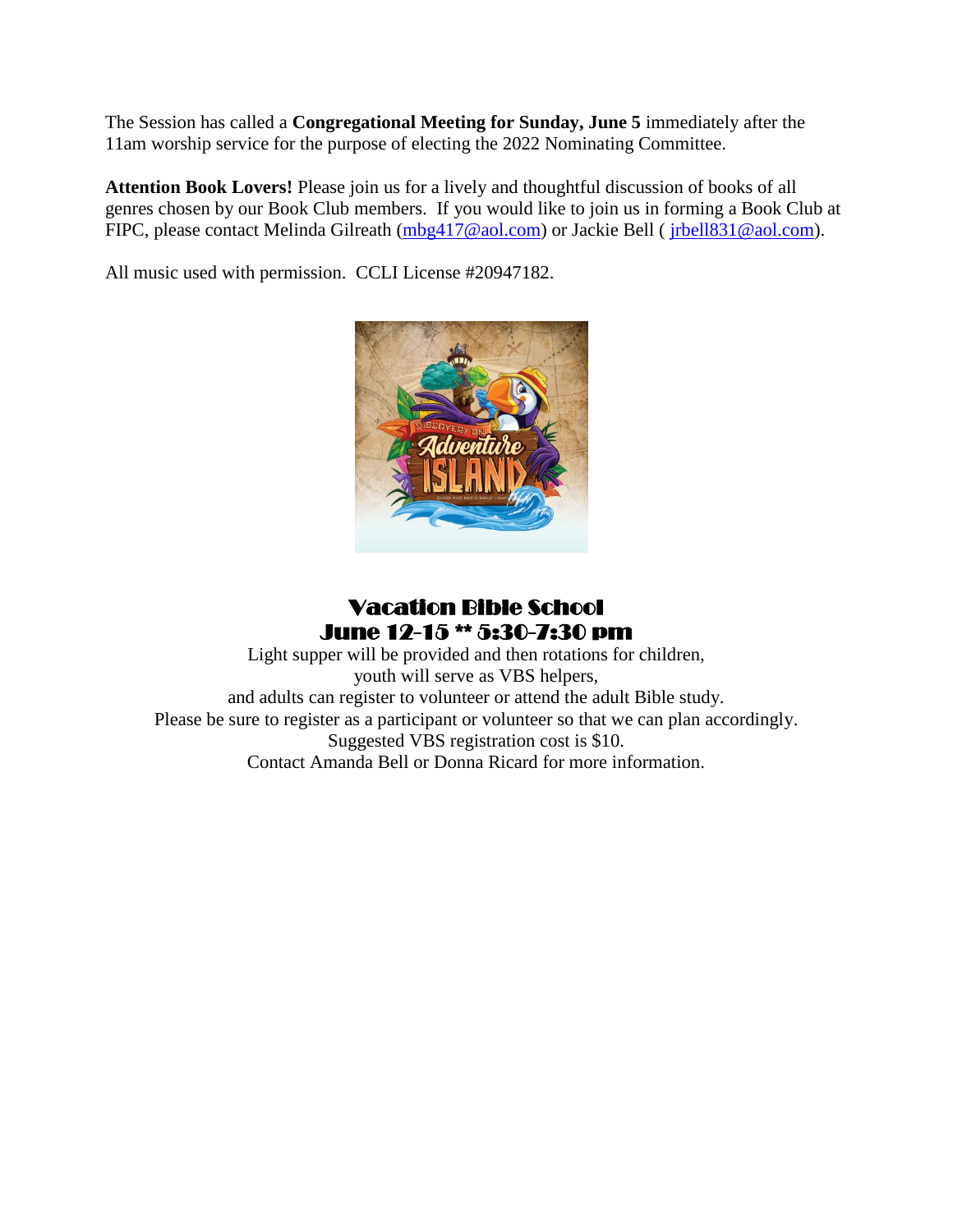The Session has called a **Congregational Meeting for Sunday, June 5** immediately after the 11am worship service for the purpose of electing the 2022 Nominating Committee.

**Attention Book Lovers!** Please join us for a lively and thoughtful discussion of books of all genres chosen by our Book Club members. If you would like to join us in forming a Book Club at FIPC, please contact Melinda Gilreath (mbg417@aol.com) or Jackie Bell ( jrbell831@aol.com).

All music used with permission. CCLI License #20947182.

## Vacation Bible School
## June 12-15 ** 5:30-7:30 pm

Light supper will be provided and then rotations for children,
youth will serve as VBS helpers,
and adults can register to volunteer or attend the adult Bible study.
Please be sure to register as a participant or volunteer so that we can plan accordingly.
Suggested VBS registration cost is $10.
Contact Amanda Bell or Donna Ricard for more information.